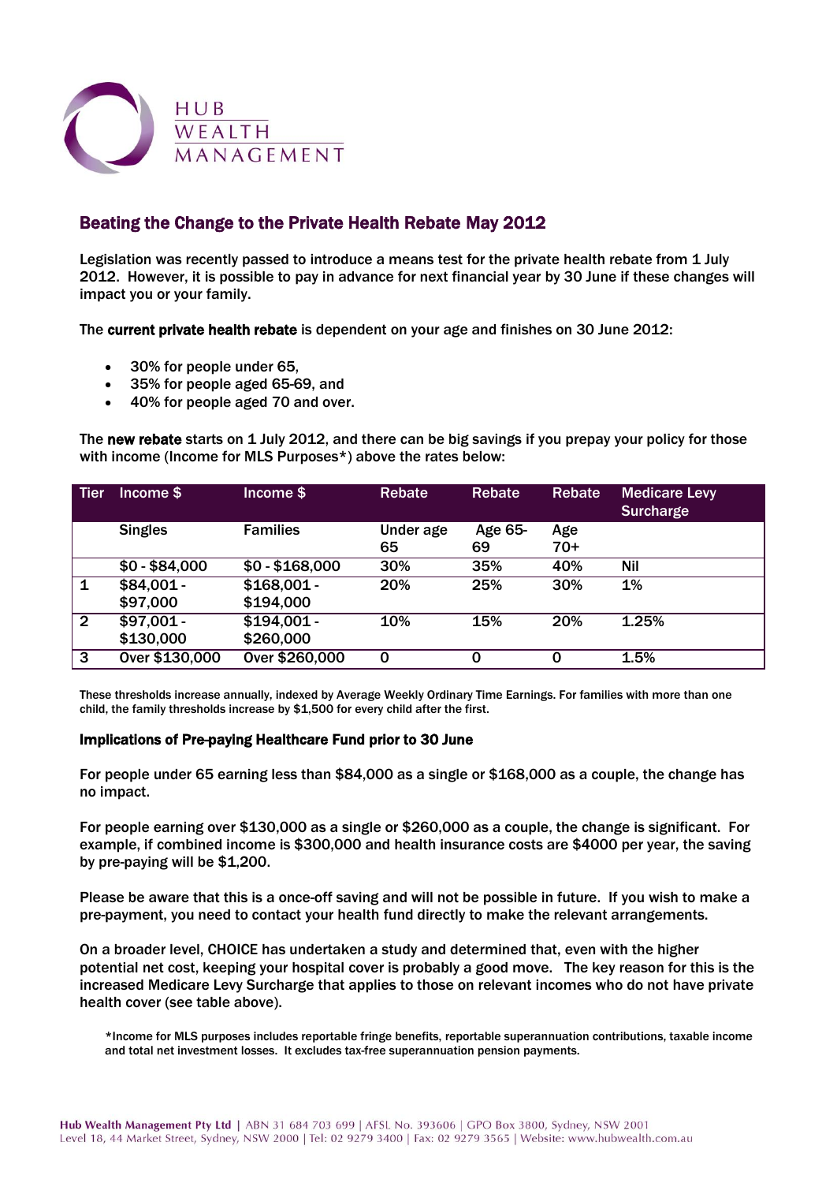HUB WEALTH MANAGEMENT

## Beating the Change to the Private Health Rebate May 2012

Legislation was recently passed to introduce a means test for the private health rebate from 1 July 2012. However, it is possible to pay in advance for next financial year by 30 June if these changes will impact you or your family.

The **current private health rebate** is dependent on your age and finishes on 30 June 2012:

- 30% for people under 65,
- 35% for people aged 65-69, and
- 40% for people aged 70 and over.

The **new rebate** starts on 1 July 2012, and there can be big savings if you prepay your policy for those with income (Income for MLS Purposes*) above the rates below:

| Tier | Income $ | Income $ | Rebate | Rebate | Rebate | Medicare Levy Surcharge |
|---|---|---|---|---|---|---|
| | Singles | Families | Under age 65 | Age 65-69 | Age 70+ | |
| | $0 - $84,000 | $0 - $168,000 | 30% | 35% | 40% | Nil |
| 1 | $84,001 - $97,000 | $168,001 - $194,000 | 20% | 25% | 30% | 1% |
| 2 | $97,001 - $130,000 | $194,001 - $260,000 | 10% | 15% | 20% | 1.25% |
| 3 | Over $130,000 | Over $260,000 | 0 | 0 | 0 | 1.5% |

These thresholds increase annually, indexed by Average Weekly Ordinary Time Earnings. For families with more than one child, the family thresholds increase by $1,500 for every child after the first.

### Implications of Pre-paying Healthcare Fund prior to 30 June

For people under 65 earning less than $84,000 as a single or $168,000 as a couple, the change has no impact.

For people earning over $130,000 as a single or $260,000 as a couple, the change is significant. For example, if combined income is $300,000 and health insurance costs are $4000 per year, the saving by pre-paying will be $1,200.

Please be aware that this is a once-off saving and will not be possible in future. If you wish to make a pre-payment, you need to contact your health fund directly to make the relevant arrangements.

On a broader level, CHOICE has undertaken a study and determined that, even with the higher potential net cost, keeping your hospital cover is probably a good move. The key reason for this is the increased Medicare Levy Surcharge that applies to those on relevant incomes who do not have private health cover (see table above).

*Income for MLS purposes includes reportable fringe benefits, reportable superannuation contributions, taxable income and total net investment losses. It excludes tax-free superannuation pension payments.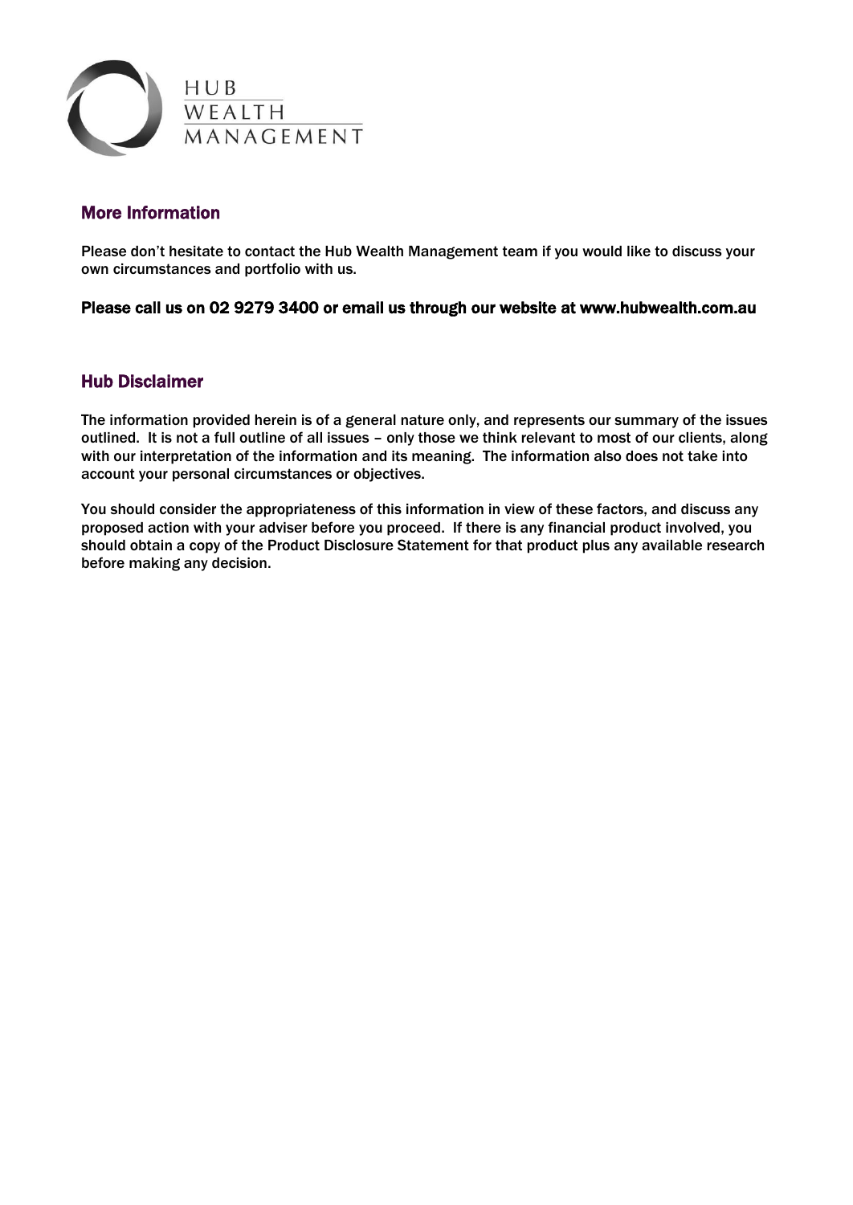HUB
WEALTH
MANAGEMENT

## More Information

Please don't hesitate to contact the Hub Wealth Management team if you would like to discuss your own circumstances and portfolio with us.

**Please call us on 02 9279 3400 or email us through our website at www.hubwealth.com.au**

## Hub Disclaimer

The information provided herein is of a general nature only, and represents our summary of the issues outlined. It is not a full outline of all issues – only those we think relevant to most of our clients, along with our interpretation of the information and its meaning. The information also does not take into account your personal circumstances or objectives.

You should consider the appropriateness of this information in view of these factors, and discuss any proposed action with your adviser before you proceed. If there is any financial product involved, you should obtain a copy of the Product Disclosure Statement for that product plus any available research before making any decision.